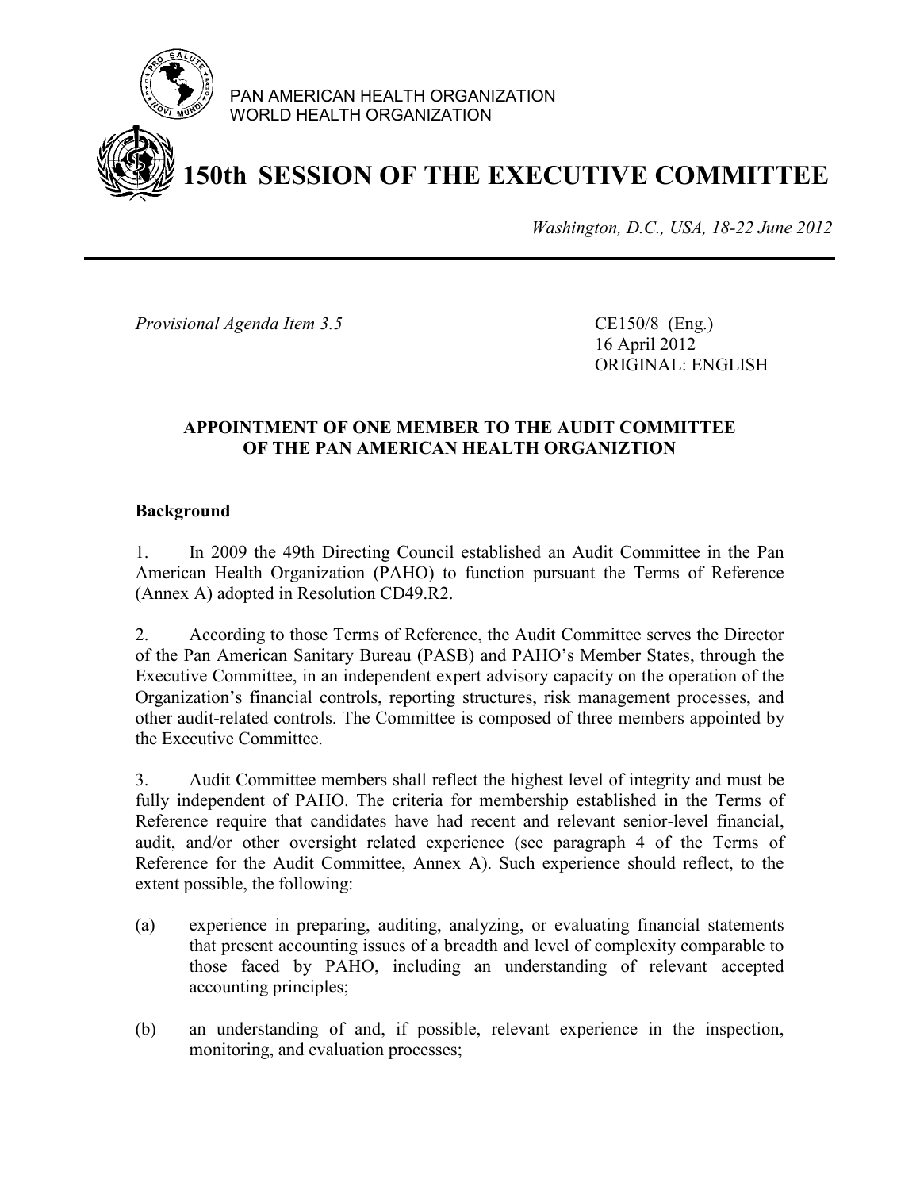PAN AMERICAN HEALTH ORGANIZATION
WORLD HEALTH ORGANIZATION

# 150th SESSION OF THE EXECUTIVE COMMITTEE

*Washington, D.C., USA, 18-22 June 2012*

*Provisional Agenda Item 3.5*

CE150/8 (Eng.)
16 April 2012
ORIGINAL: ENGLISH

## APPOINTMENT OF ONE MEMBER TO THE AUDIT COMMITTEE OF THE PAN AMERICAN HEALTH ORGANIZTION

### Background

1. In 2009 the 49th Directing Council established an Audit Committee in the Pan American Health Organization (PAHO) to function pursuant the Terms of Reference (Annex A) adopted in Resolution CD49.R2.

2. According to those Terms of Reference, the Audit Committee serves the Director of the Pan American Sanitary Bureau (PASB) and PAHO's Member States, through the Executive Committee, in an independent expert advisory capacity on the operation of the Organization's financial controls, reporting structures, risk management processes, and other audit-related controls. The Committee is composed of three members appointed by the Executive Committee.

3. Audit Committee members shall reflect the highest level of integrity and must be fully independent of PAHO. The criteria for membership established in the Terms of Reference require that candidates have had recent and relevant senior-level financial, audit, and/or other oversight related experience (see paragraph 4 of the Terms of Reference for the Audit Committee, Annex A). Such experience should reflect, to the extent possible, the following:

(a) experience in preparing, auditing, analyzing, or evaluating financial statements that present accounting issues of a breadth and level of complexity comparable to those faced by PAHO, including an understanding of relevant accepted accounting principles;

(b) an understanding of and, if possible, relevant experience in the inspection, monitoring, and evaluation processes;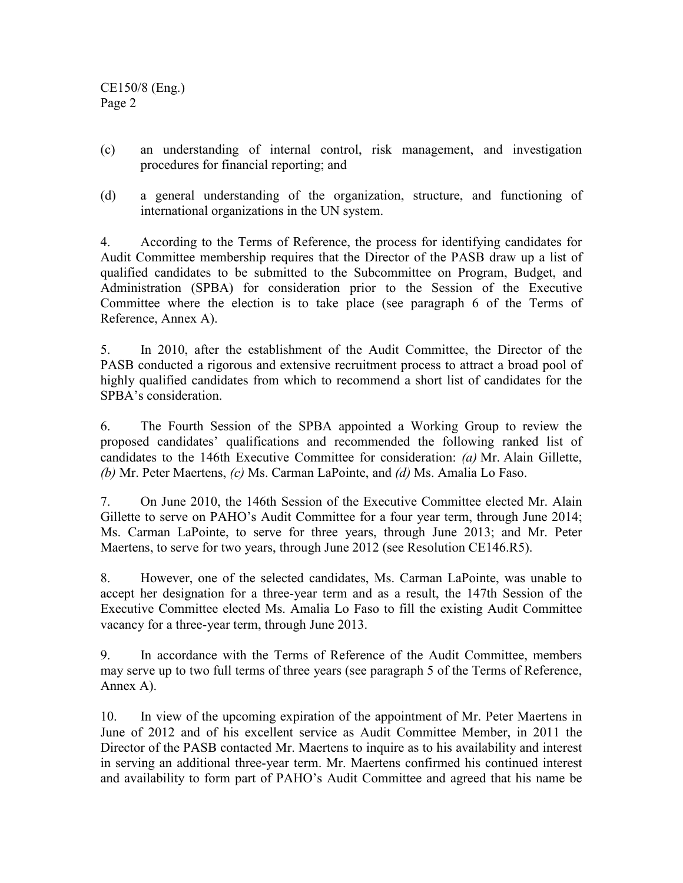(c) an understanding of internal control, risk management, and investigation procedures for financial reporting; and

(d) a general understanding of the organization, structure, and functioning of international organizations in the UN system.

4. According to the Terms of Reference, the process for identifying candidates for Audit Committee membership requires that the Director of the PASB draw up a list of qualified candidates to be submitted to the Subcommittee on Program, Budget, and Administration (SPBA) for consideration prior to the Session of the Executive Committee where the election is to take place (see paragraph 6 of the Terms of Reference, Annex A).

5. In 2010, after the establishment of the Audit Committee, the Director of the PASB conducted a rigorous and extensive recruitment process to attract a broad pool of highly qualified candidates from which to recommend a short list of candidates for the SPBA's consideration.

6. The Fourth Session of the SPBA appointed a Working Group to review the proposed candidates' qualifications and recommended the following ranked list of candidates to the 146th Executive Committee for consideration: *(a)* Mr. Alain Gillette, *(b)* Mr. Peter Maertens, *(c)* Ms. Carman LaPointe, and *(d)* Ms. Amalia Lo Faso.

7. On June 2010, the 146th Session of the Executive Committee elected Mr. Alain Gillette to serve on PAHO's Audit Committee for a four year term, through June 2014; Ms. Carman LaPointe, to serve for three years, through June 2013; and Mr. Peter Maertens, to serve for two years, through June 2012 (see Resolution CE146.R5).

8. However, one of the selected candidates, Ms. Carman LaPointe, was unable to accept her designation for a three-year term and as a result, the 147th Session of the Executive Committee elected Ms. Amalia Lo Faso to fill the existing Audit Committee vacancy for a three-year term, through June 2013.

9. In accordance with the Terms of Reference of the Audit Committee, members may serve up to two full terms of three years (see paragraph 5 of the Terms of Reference, Annex A).

10. In view of the upcoming expiration of the appointment of Mr. Peter Maertens in June of 2012 and of his excellent service as Audit Committee Member, in 2011 the Director of the PASB contacted Mr. Maertens to inquire as to his availability and interest in serving an additional three-year term. Mr. Maertens confirmed his continued interest and availability to form part of PAHO's Audit Committee and agreed that his name be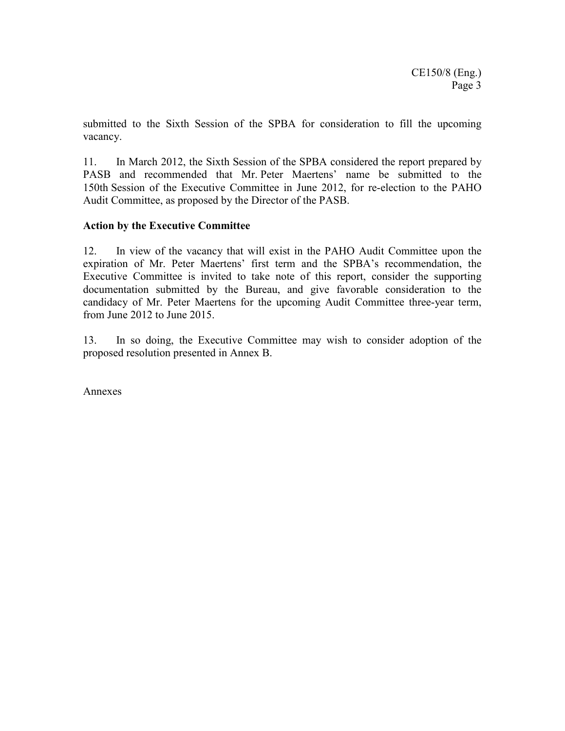submitted to the Sixth Session of the SPBA for consideration to fill the upcoming vacancy.

11. In March 2012, the Sixth Session of the SPBA considered the report prepared by PASB and recommended that Mr. Peter Maertens' name be submitted to the 150th Session of the Executive Committee in June 2012, for re-election to the PAHO Audit Committee, as proposed by the Director of the PASB.

**Action by the Executive Committee**

12. In view of the vacancy that will exist in the PAHO Audit Committee upon the expiration of Mr. Peter Maertens' first term and the SPBA's recommendation, the Executive Committee is invited to take note of this report, consider the supporting documentation submitted by the Bureau, and give favorable consideration to the candidacy of Mr. Peter Maertens for the upcoming Audit Committee three-year term, from June 2012 to June 2015.

13. In so doing, the Executive Committee may wish to consider adoption of the proposed resolution presented in Annex B.

Annexes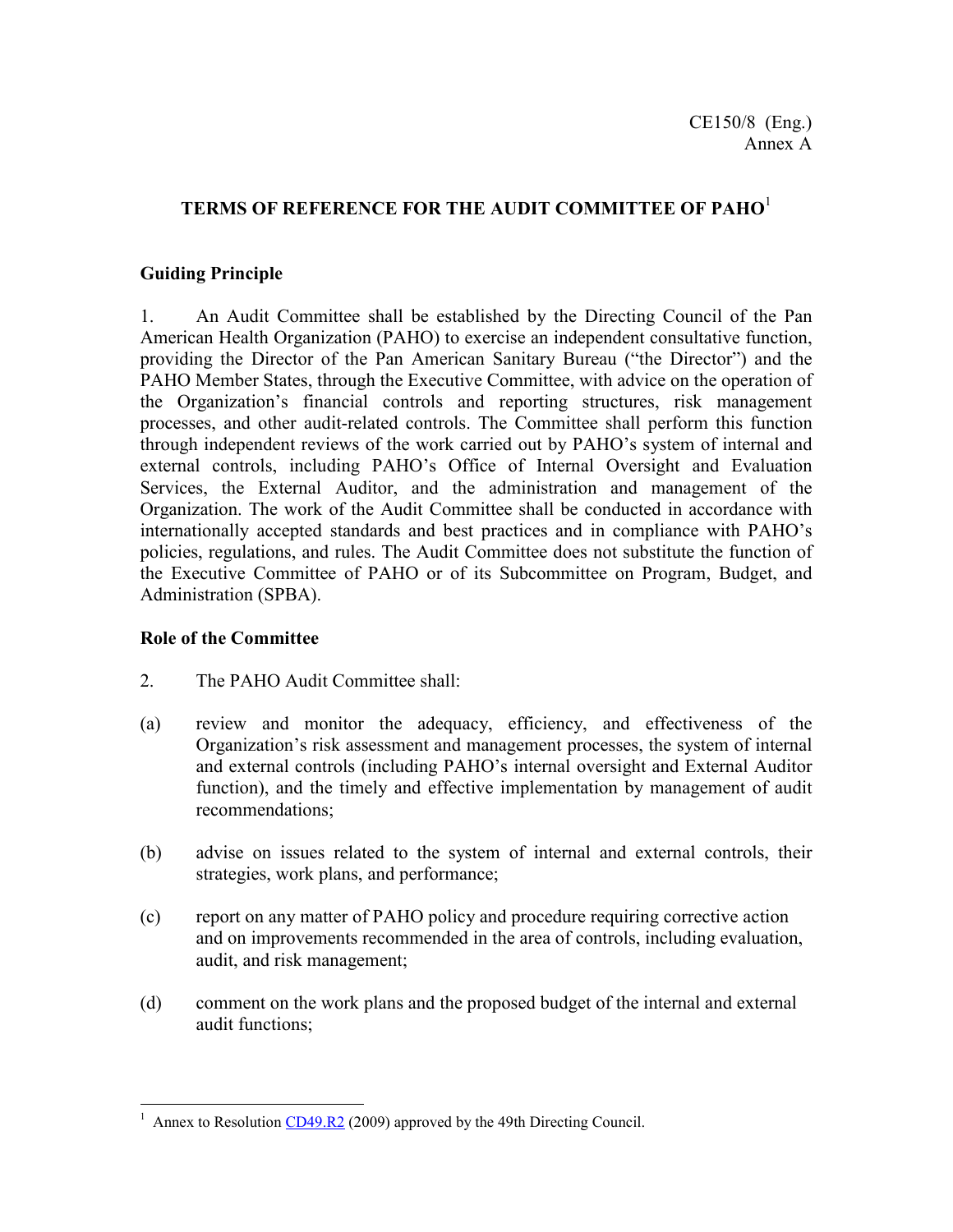CE150/8 (Eng.)
Annex A

## TERMS OF REFERENCE FOR THE AUDIT COMMITTEE OF PAHO[1]

### Guiding Principle

1. An Audit Committee shall be established by the Directing Council of the Pan American Health Organization (PAHO) to exercise an independent consultative function, providing the Director of the Pan American Sanitary Bureau ("the Director") and the PAHO Member States, through the Executive Committee, with advice on the operation of the Organization's financial controls and reporting structures, risk management processes, and other audit-related controls. The Committee shall perform this function through independent reviews of the work carried out by PAHO's system of internal and external controls, including PAHO's Office of Internal Oversight and Evaluation Services, the External Auditor, and the administration and management of the Organization. The work of the Audit Committee shall be conducted in accordance with internationally accepted standards and best practices and in compliance with PAHO's policies, regulations, and rules. The Audit Committee does not substitute the function of the Executive Committee of PAHO or of its Subcommittee on Program, Budget, and Administration (SPBA).

### Role of the Committee

2. The PAHO Audit Committee shall:

(a) review and monitor the adequacy, efficiency, and effectiveness of the Organization's risk assessment and management processes, the system of internal and external controls (including PAHO's internal oversight and External Auditor function), and the timely and effective implementation by management of audit recommendations;

(b) advise on issues related to the system of internal and external controls, their strategies, work plans, and performance;

(c) report on any matter of PAHO policy and procedure requiring corrective action and on improvements recommended in the area of controls, including evaluation, audit, and risk management;

(d) comment on the work plans and the proposed budget of the internal and external audit functions;

---

[1] Annex to Resolution CD49.R2 (2009) approved by the 49th Directing Council.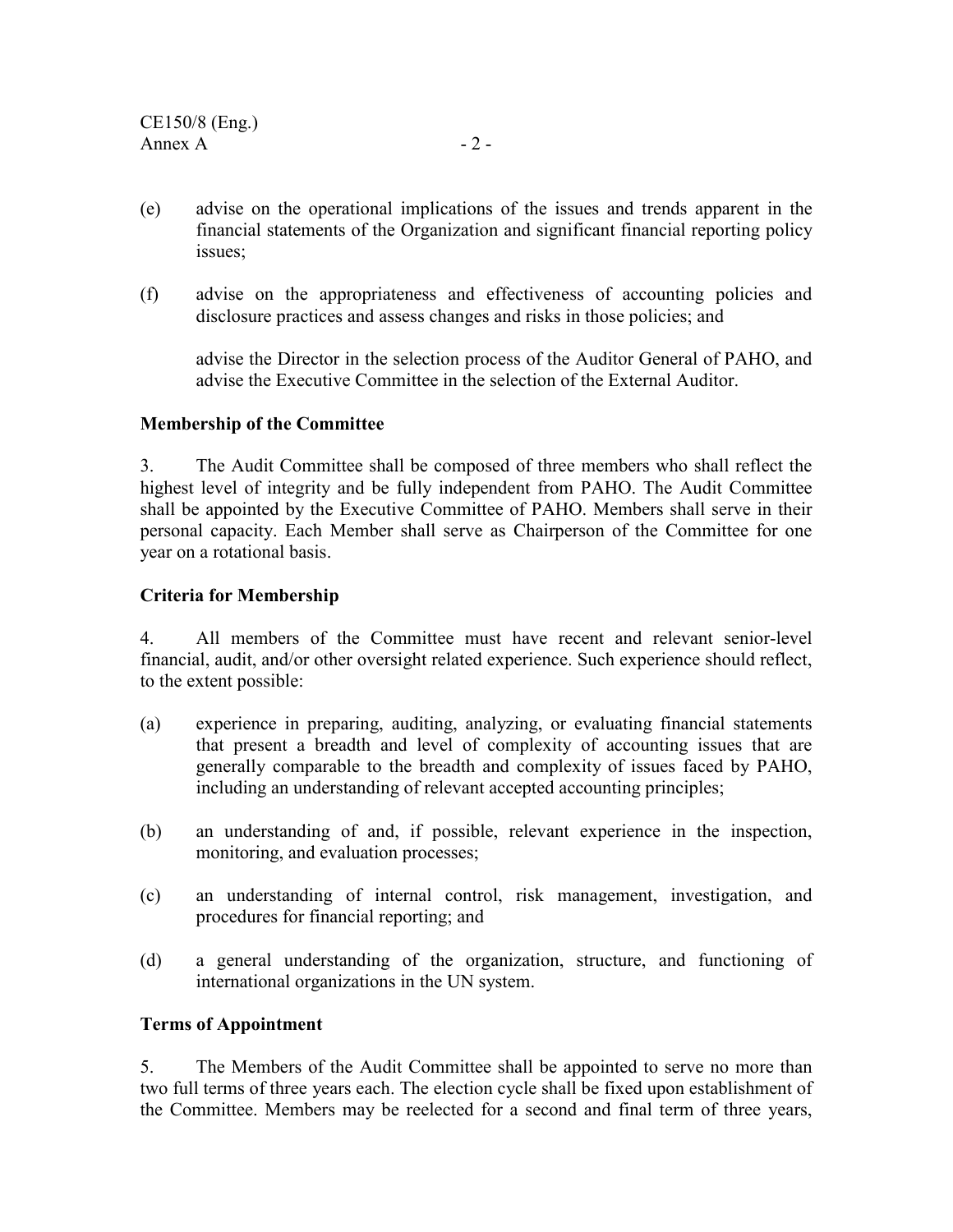(e) advise on the operational implications of the issues and trends apparent in the financial statements of the Organization and significant financial reporting policy issues;

(f) advise on the appropriateness and effectiveness of accounting policies and disclosure practices and assess changes and risks in those policies; and

advise the Director in the selection process of the Auditor General of PAHO, and advise the Executive Committee in the selection of the External Auditor.

**Membership of the Committee**

3. The Audit Committee shall be composed of three members who shall reflect the highest level of integrity and be fully independent from PAHO. The Audit Committee shall be appointed by the Executive Committee of PAHO. Members shall serve in their personal capacity. Each Member shall serve as Chairperson of the Committee for one year on a rotational basis.

**Criteria for Membership**

4. All members of the Committee must have recent and relevant senior-level financial, audit, and/or other oversight related experience. Such experience should reflect, to the extent possible:

(a) experience in preparing, auditing, analyzing, or evaluating financial statements that present a breadth and level of complexity of accounting issues that are generally comparable to the breadth and complexity of issues faced by PAHO, including an understanding of relevant accepted accounting principles;

(b) an understanding of and, if possible, relevant experience in the inspection, monitoring, and evaluation processes;

(c) an understanding of internal control, risk management, investigation, and procedures for financial reporting; and

(d) a general understanding of the organization, structure, and functioning of international organizations in the UN system.

**Terms of Appointment**

5. The Members of the Audit Committee shall be appointed to serve no more than two full terms of three years each. The election cycle shall be fixed upon establishment of the Committee. Members may be reelected for a second and final term of three years,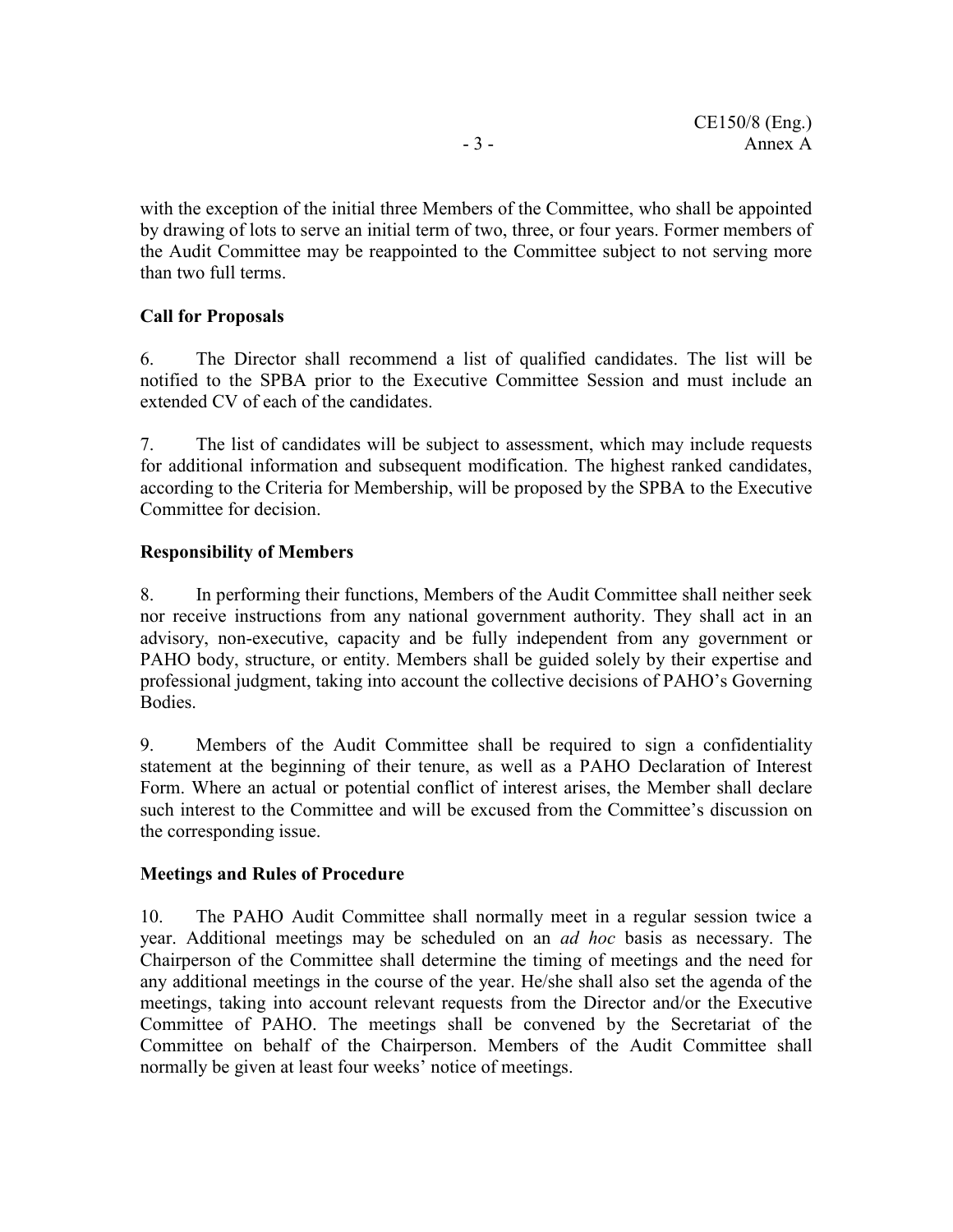with the exception of the initial three Members of the Committee, who shall be appointed by drawing of lots to serve an initial term of two, three, or four years. Former members of the Audit Committee may be reappointed to the Committee subject to not serving more than two full terms.

**Call for Proposals**

6. The Director shall recommend a list of qualified candidates. The list will be notified to the SPBA prior to the Executive Committee Session and must include an extended CV of each of the candidates.

7. The list of candidates will be subject to assessment, which may include requests for additional information and subsequent modification. The highest ranked candidates, according to the Criteria for Membership, will be proposed by the SPBA to the Executive Committee for decision.

**Responsibility of Members**

8. In performing their functions, Members of the Audit Committee shall neither seek nor receive instructions from any national government authority. They shall act in an advisory, non-executive, capacity and be fully independent from any government or PAHO body, structure, or entity. Members shall be guided solely by their expertise and professional judgment, taking into account the collective decisions of PAHO's Governing Bodies.

9. Members of the Audit Committee shall be required to sign a confidentiality statement at the beginning of their tenure, as well as a PAHO Declaration of Interest Form. Where an actual or potential conflict of interest arises, the Member shall declare such interest to the Committee and will be excused from the Committee's discussion on the corresponding issue.

**Meetings and Rules of Procedure**

10. The PAHO Audit Committee shall normally meet in a regular session twice a year. Additional meetings may be scheduled on an *ad hoc* basis as necessary. The Chairperson of the Committee shall determine the timing of meetings and the need for any additional meetings in the course of the year. He/she shall also set the agenda of the meetings, taking into account relevant requests from the Director and/or the Executive Committee of PAHO. The meetings shall be convened by the Secretariat of the Committee on behalf of the Chairperson. Members of the Audit Committee shall normally be given at least four weeks' notice of meetings.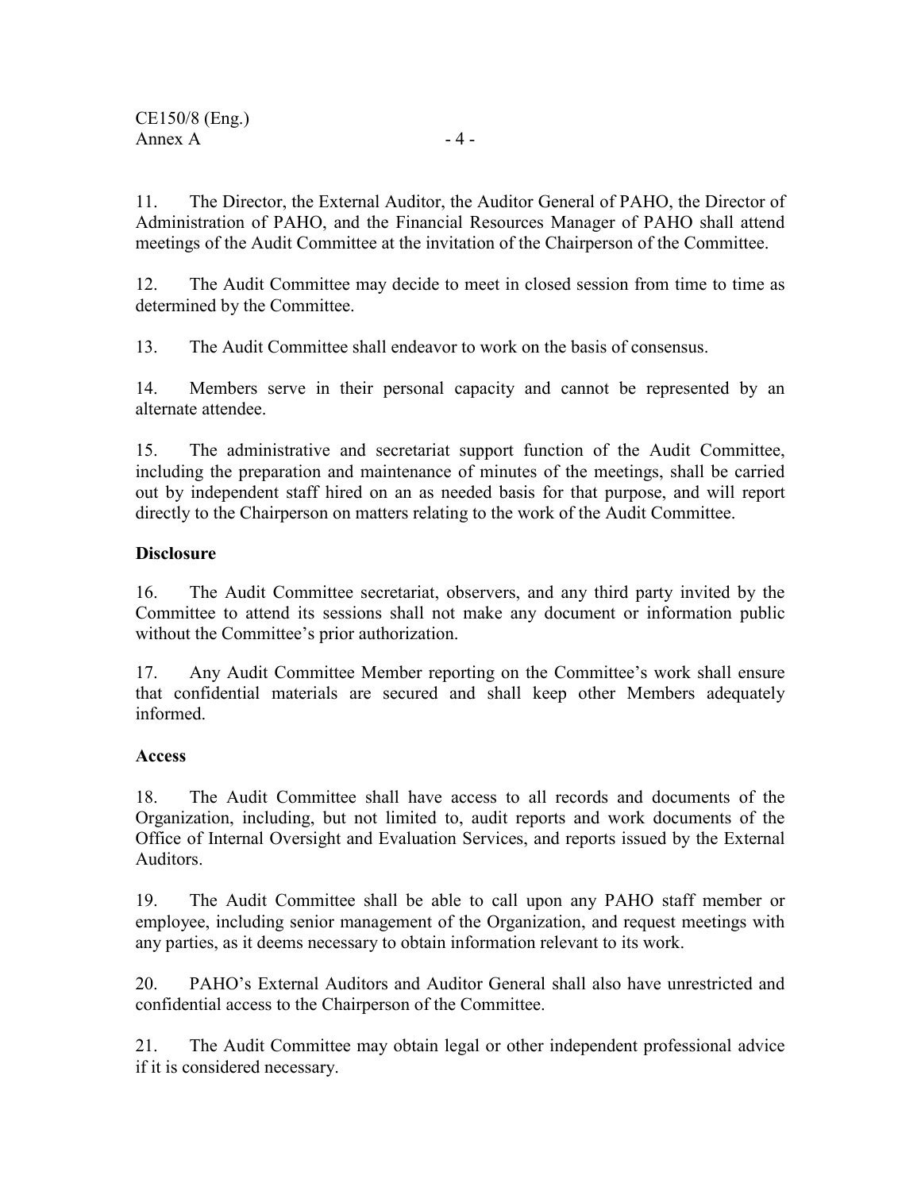11. The Director, the External Auditor, the Auditor General of PAHO, the Director of Administration of PAHO, and the Financial Resources Manager of PAHO shall attend meetings of the Audit Committee at the invitation of the Chairperson of the Committee.

12. The Audit Committee may decide to meet in closed session from time to time as determined by the Committee.

13. The Audit Committee shall endeavor to work on the basis of consensus.

14. Members serve in their personal capacity and cannot be represented by an alternate attendee.

15. The administrative and secretariat support function of the Audit Committee, including the preparation and maintenance of minutes of the meetings, shall be carried out by independent staff hired on an as needed basis for that purpose, and will report directly to the Chairperson on matters relating to the work of the Audit Committee.

**Disclosure**

16. The Audit Committee secretariat, observers, and any third party invited by the Committee to attend its sessions shall not make any document or information public without the Committee's prior authorization.

17. Any Audit Committee Member reporting on the Committee's work shall ensure that confidential materials are secured and shall keep other Members adequately informed.

**Access**

18. The Audit Committee shall have access to all records and documents of the Organization, including, but not limited to, audit reports and work documents of the Office of Internal Oversight and Evaluation Services, and reports issued by the External Auditors.

19. The Audit Committee shall be able to call upon any PAHO staff member or employee, including senior management of the Organization, and request meetings with any parties, as it deems necessary to obtain information relevant to its work.

20. PAHO's External Auditors and Auditor General shall also have unrestricted and confidential access to the Chairperson of the Committee.

21. The Audit Committee may obtain legal or other independent professional advice if it is considered necessary.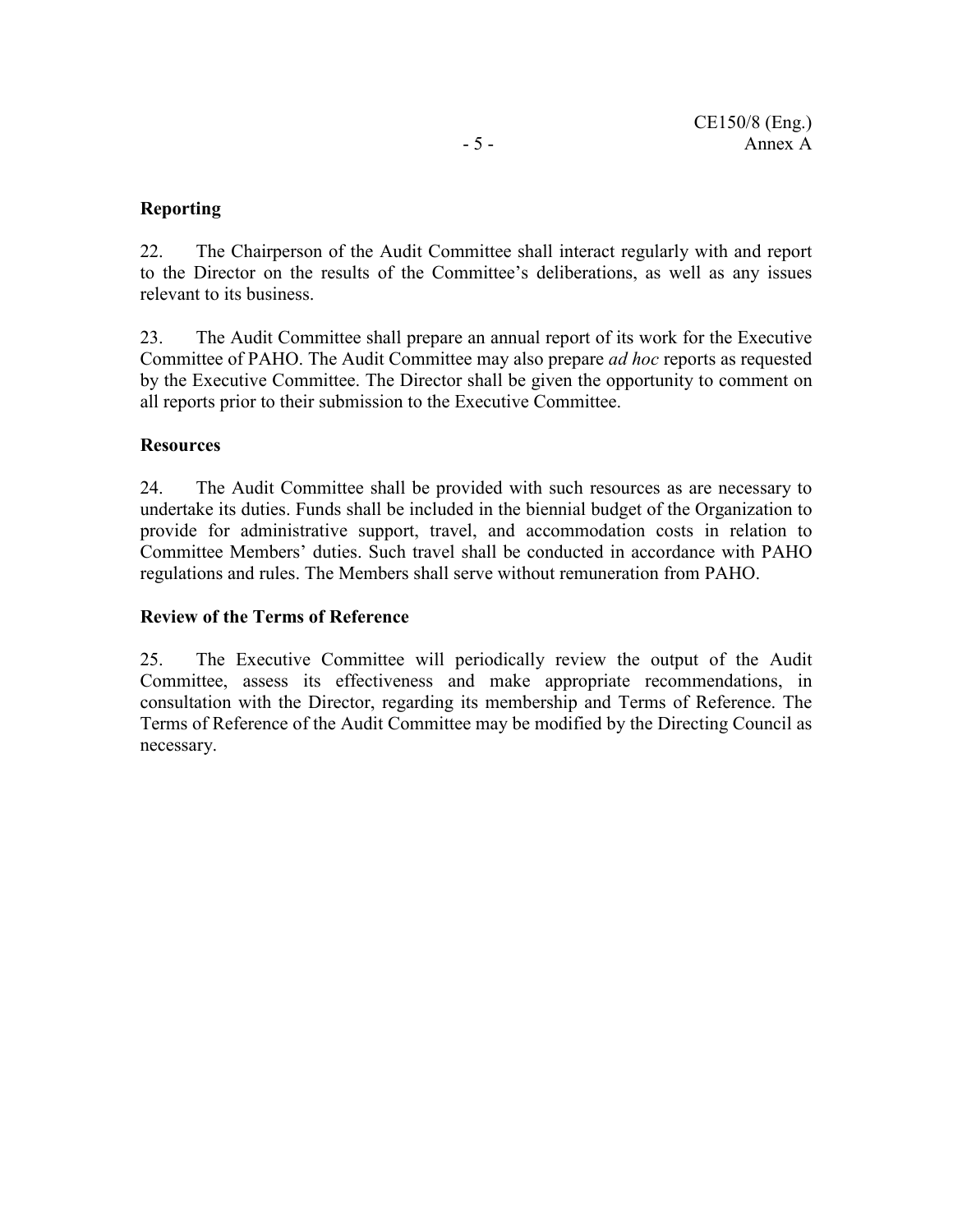**Reporting**

22. The Chairperson of the Audit Committee shall interact regularly with and report to the Director on the results of the Committee's deliberations, as well as any issues relevant to its business.

23. The Audit Committee shall prepare an annual report of its work for the Executive Committee of PAHO. The Audit Committee may also prepare *ad hoc* reports as requested by the Executive Committee. The Director shall be given the opportunity to comment on all reports prior to their submission to the Executive Committee.

**Resources**

24. The Audit Committee shall be provided with such resources as are necessary to undertake its duties. Funds shall be included in the biennial budget of the Organization to provide for administrative support, travel, and accommodation costs in relation to Committee Members' duties. Such travel shall be conducted in accordance with PAHO regulations and rules. The Members shall serve without remuneration from PAHO.

**Review of the Terms of Reference**

25. The Executive Committee will periodically review the output of the Audit Committee, assess its effectiveness and make appropriate recommendations, in consultation with the Director, regarding its membership and Terms of Reference. The Terms of Reference of the Audit Committee may be modified by the Directing Council as necessary.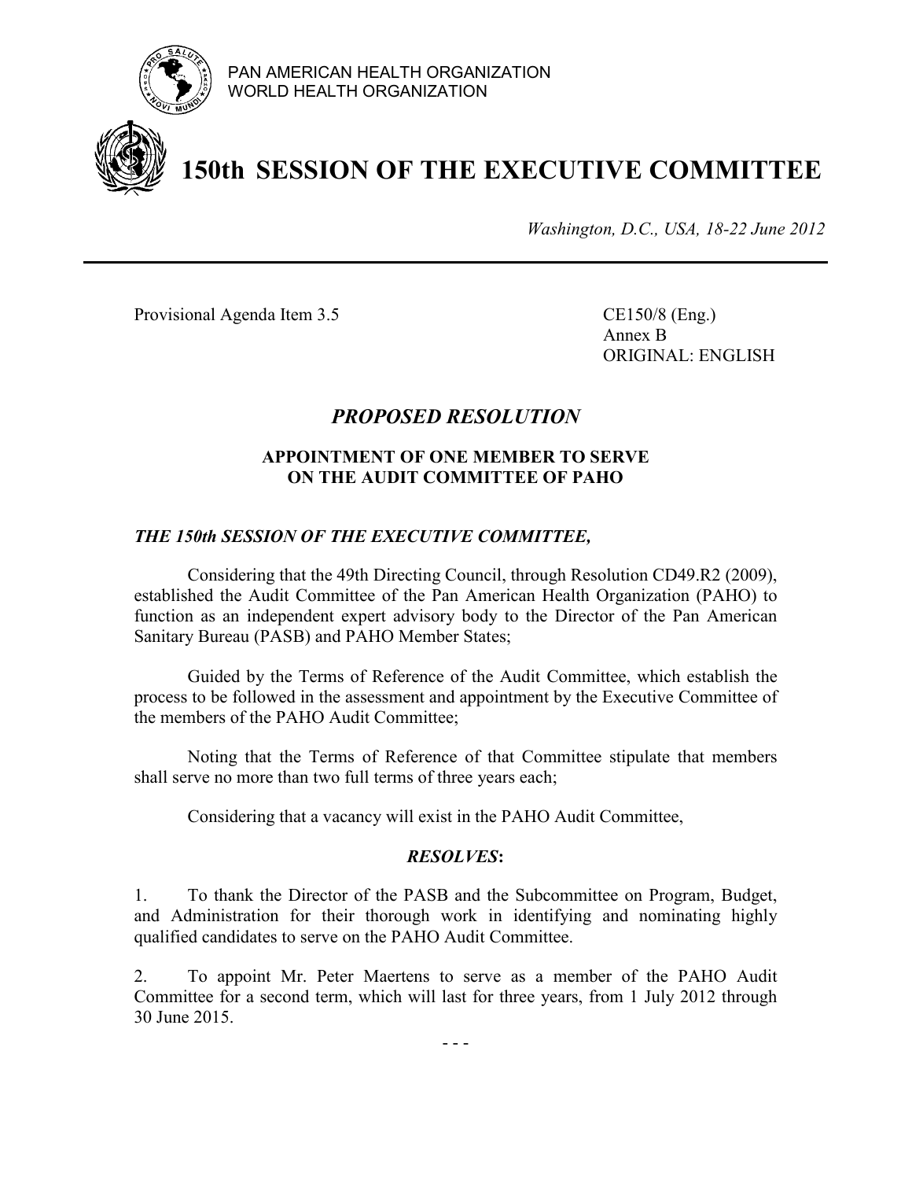PAN AMERICAN HEALTH ORGANIZATION
WORLD HEALTH ORGANIZATION

# 150th SESSION OF THE EXECUTIVE COMMITTEE

*Washington, D.C., USA, 18-22 June 2012*

---

Provisional Agenda Item 3.5

CE150/8 (Eng.)
Annex B
ORIGINAL: ENGLISH

## *PROPOSED RESOLUTION*

### APPOINTMENT OF ONE MEMBER TO SERVE ON THE AUDIT COMMITTEE OF PAHO

***THE 150th SESSION OF THE EXECUTIVE COMMITTEE,***

Considering that the 49th Directing Council, through Resolution CD49.R2 (2009), established the Audit Committee of the Pan American Health Organization (PAHO) to function as an independent expert advisory body to the Director of the Pan American Sanitary Bureau (PASB) and PAHO Member States;

Guided by the Terms of Reference of the Audit Committee, which establish the process to be followed in the assessment and appointment by the Executive Committee of the members of the PAHO Audit Committee;

Noting that the Terms of Reference of that Committee stipulate that members shall serve no more than two full terms of three years each;

Considering that a vacancy will exist in the PAHO Audit Committee,

***RESOLVES*:**

1. To thank the Director of the PASB and the Subcommittee on Program, Budget, and Administration for their thorough work in identifying and nominating highly qualified candidates to serve on the PAHO Audit Committee.

2. To appoint Mr. Peter Maertens to serve as a member of the PAHO Audit Committee for a second term, which will last for three years, from 1 July 2012 through 30 June 2015.

- - -